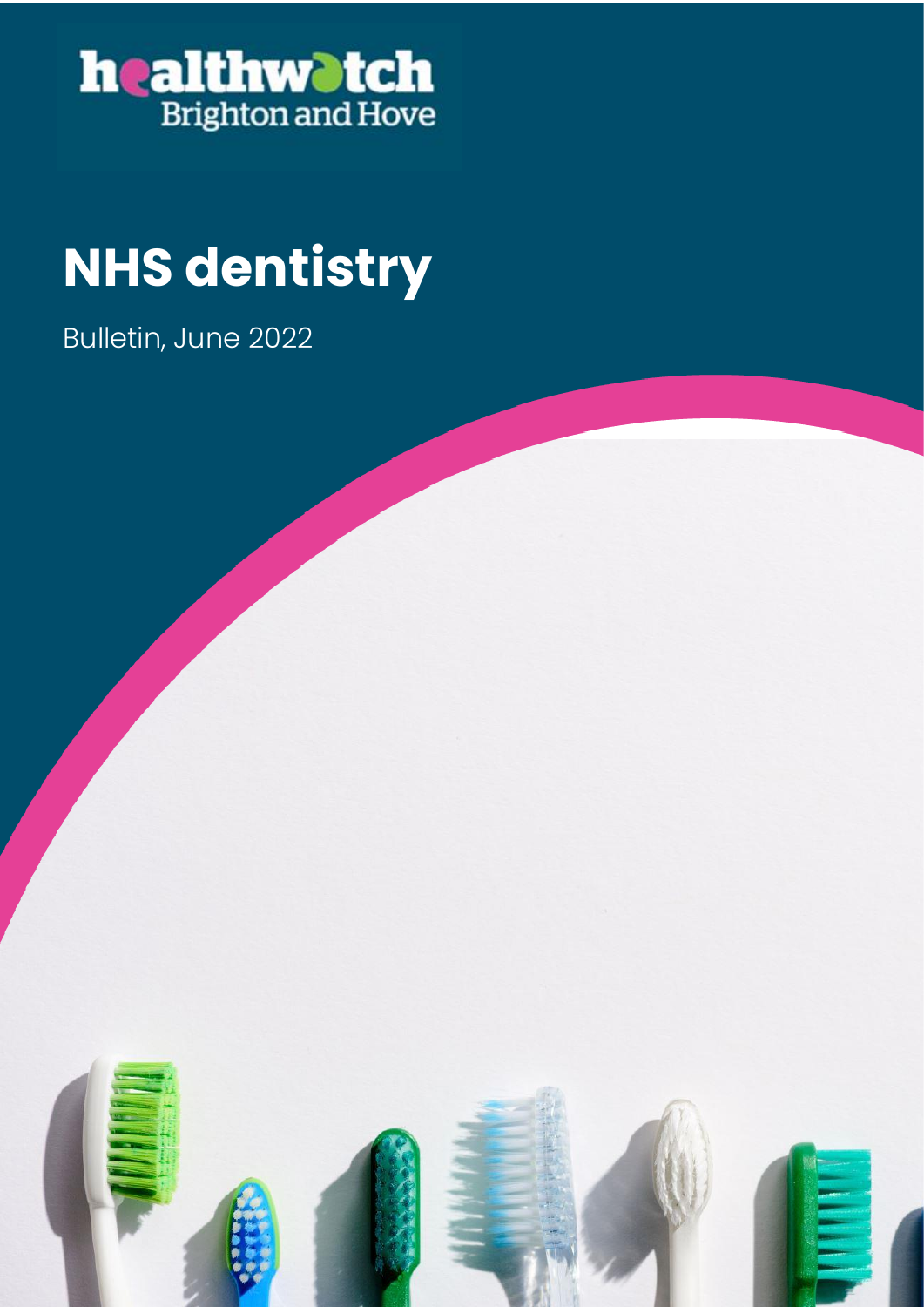healthwatch Brighton and Hove

# NHS dentistry

Bulletin, June 2022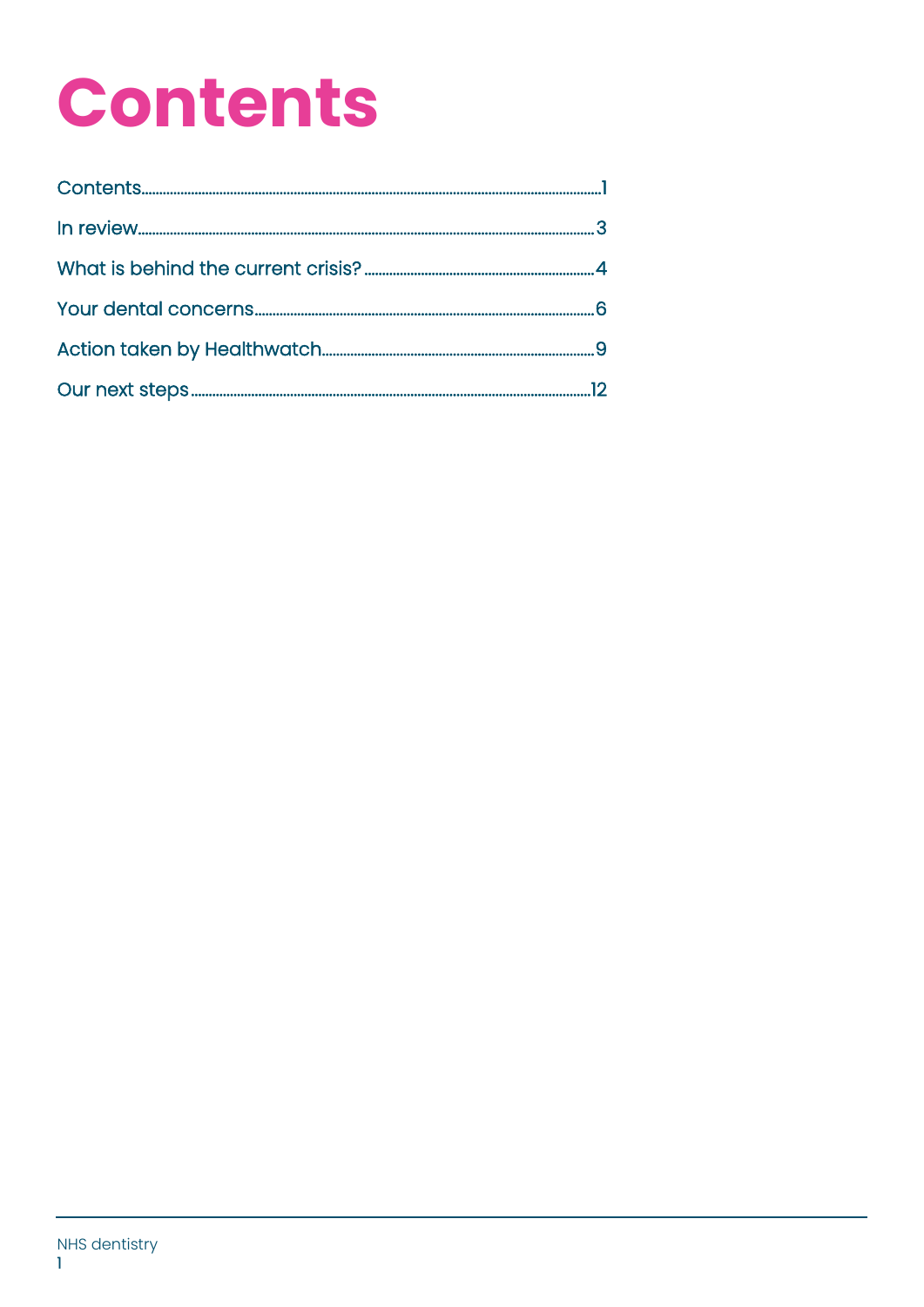# Contents

Contents....1

In review....3

What is behind the current crisis?....4

Your dental concerns....6

Action taken by Healthwatch....9

Our next steps....12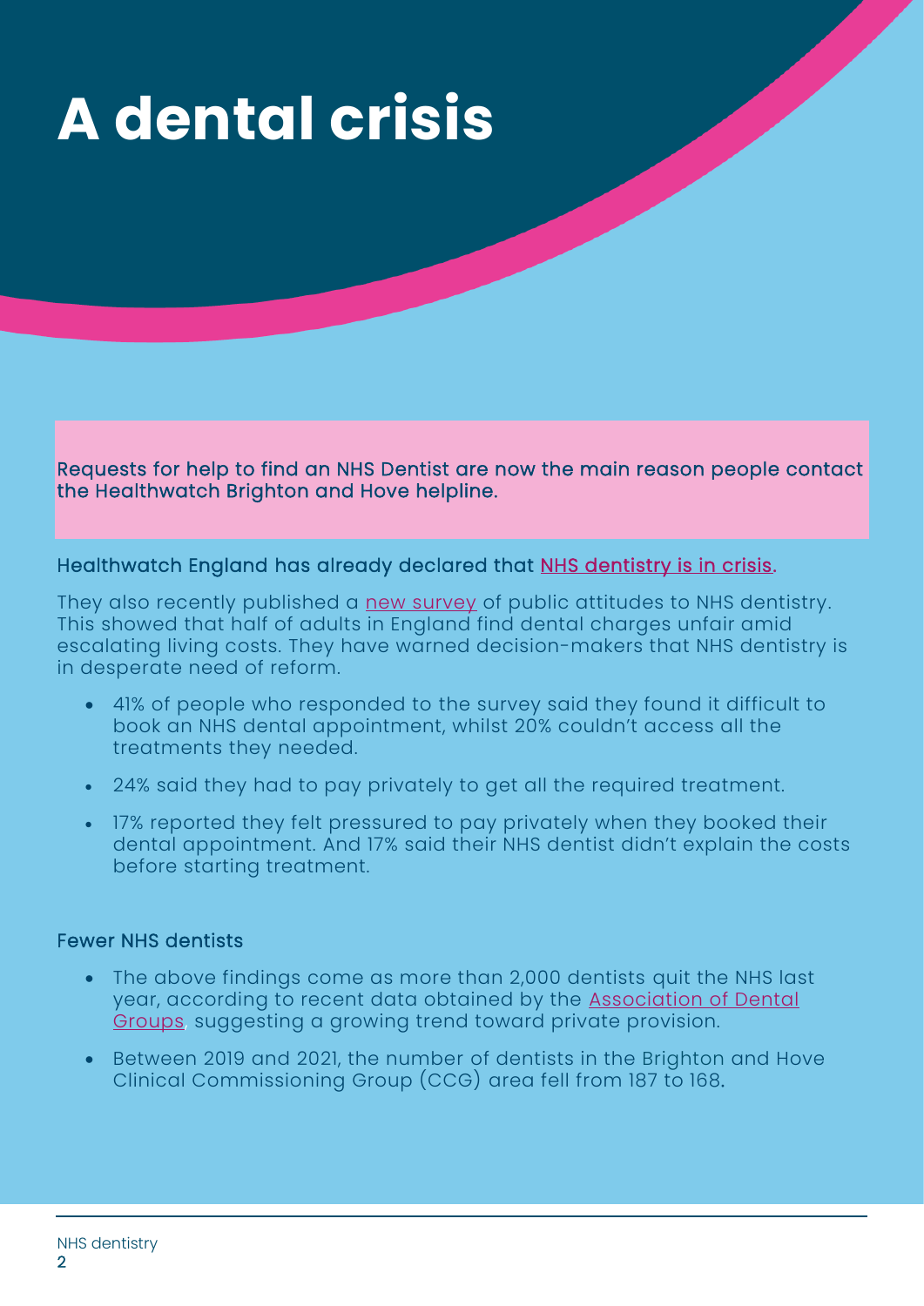# A dental crisis

Requests for help to find an NHS Dentist are now the main reason people contact the Healthwatch Brighton and Hove helpline.

Healthwatch England has already declared that NHS dentistry is in crisis.

They also recently published a new survey of public attitudes to NHS dentistry. This showed that half of adults in England find dental charges unfair amid escalating living costs. They have warned decision-makers that NHS dentistry is in desperate need of reform.

- 41% of people who responded to the survey said they found it difficult to book an NHS dental appointment, whilst 20% couldn't access all the treatments they needed.
- 24% said they had to pay privately to get all the required treatment.
- 17% reported they felt pressured to pay privately when they booked their dental appointment. And 17% said their NHS dentist didn't explain the costs before starting treatment.

## Fewer NHS dentists

- The above findings come as more than 2,000 dentists quit the NHS last year, according to recent data obtained by the Association of Dental Groups, suggesting a growing trend toward private provision.
- Between 2019 and 2021, the number of dentists in the Brighton and Hove Clinical Commissioning Group (CCG) area fell from 187 to 168.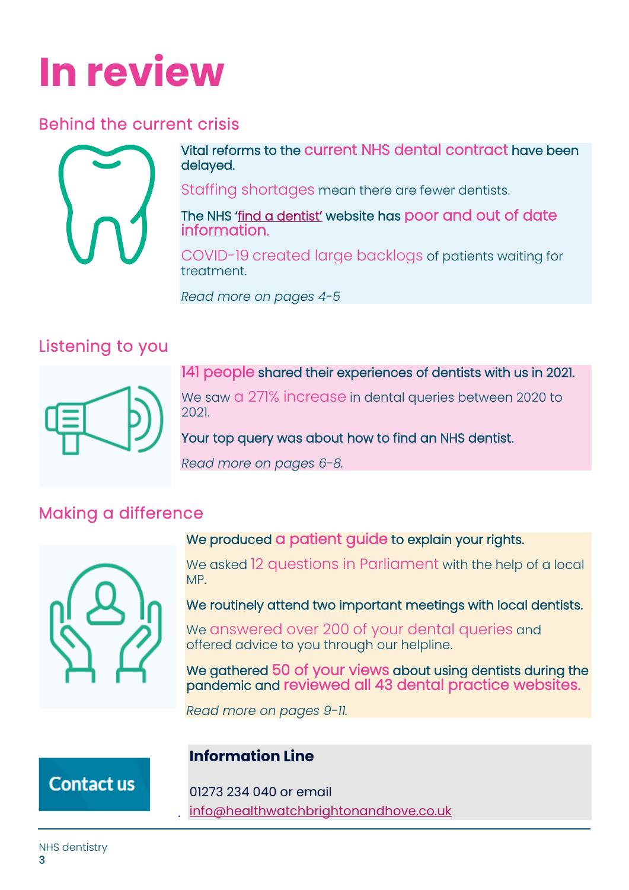# In review

## Behind the current crisis

Vital reforms to the current NHS dental contract have been delayed.

Staffing shortages mean there are fewer dentists.

The NHS 'find a dentist' website has poor and out of date information.

COVID-19 created large backlogs of patients waiting for treatment.

*Read more on pages 4-5*

## Listening to you

141 people shared their experiences of dentists with us in 2021.

We saw a 271% increase in dental queries between 2020 to 2021.

Your top query was about how to find an NHS dentist.

*Read more on pages 6-8.*

## Making a difference

We produced a patient guide to explain your rights.

We asked 12 questions in Parliament with the help of a local MP.

We routinely attend two important meetings with local dentists.

We answered over 200 of your dental queries and offered advice to you through our helpline.

We gathered 50 of your views about using dentists during the pandemic and reviewed all 43 dental practice websites.

*Read more on pages 9-11.*

**Contact us**

**Information Line**

01273 234 040 or email

info@healthwatchbrightonandhove.co.uk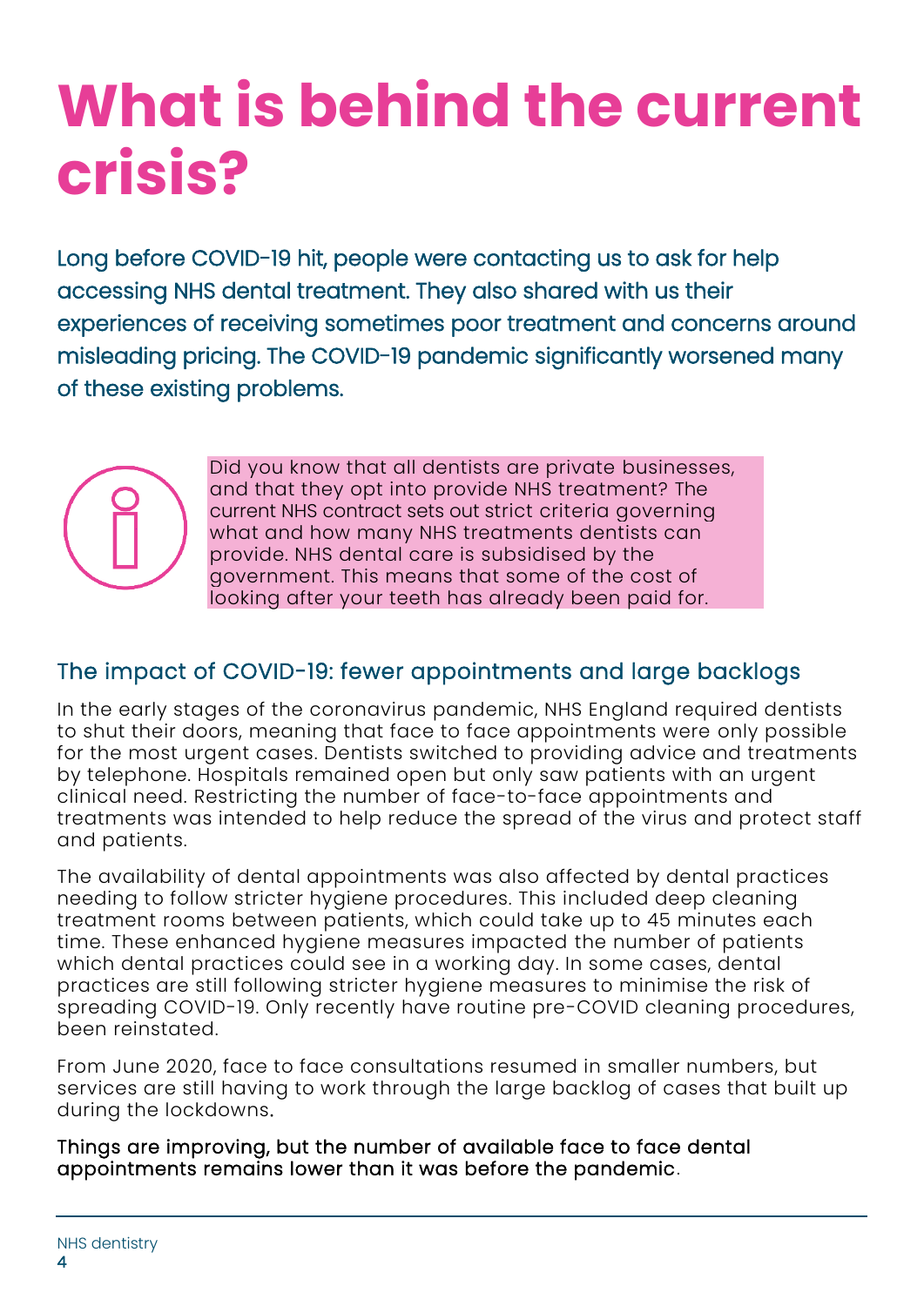# What is behind the current crisis?

Long before COVID-19 hit, people were contacting us to ask for help accessing NHS dental treatment. They also shared with us their experiences of receiving sometimes poor treatment and concerns around misleading pricing. The COVID-19 pandemic significantly worsened many of these existing problems.

> Did you know that all dentists are private businesses, and that they opt into provide NHS treatment? The current NHS contract sets out strict criteria governing what and how many NHS treatments dentists can provide. NHS dental care is subsidised by the government. This means that some of the cost of looking after your teeth has already been paid for.

## The impact of COVID-19: fewer appointments and large backlogs

In the early stages of the coronavirus pandemic, NHS England required dentists to shut their doors, meaning that face to face appointments were only possible for the most urgent cases. Dentists switched to providing advice and treatments by telephone. Hospitals remained open but only saw patients with an urgent clinical need. Restricting the number of face-to-face appointments and treatments was intended to help reduce the spread of the virus and protect staff and patients.

The availability of dental appointments was also affected by dental practices needing to follow stricter hygiene procedures. This included deep cleaning treatment rooms between patients, which could take up to 45 minutes each time. These enhanced hygiene measures impacted the number of patients which dental practices could see in a working day. In some cases, dental practices are still following stricter hygiene measures to minimise the risk of spreading COVID-19. Only recently have routine pre-COVID cleaning procedures, been reinstated.

From June 2020, face to face consultations resumed in smaller numbers, but services are still having to work through the large backlog of cases that built up during the lockdowns.

Things are improving, but the number of available face to face dental appointments remains lower than it was before the pandemic.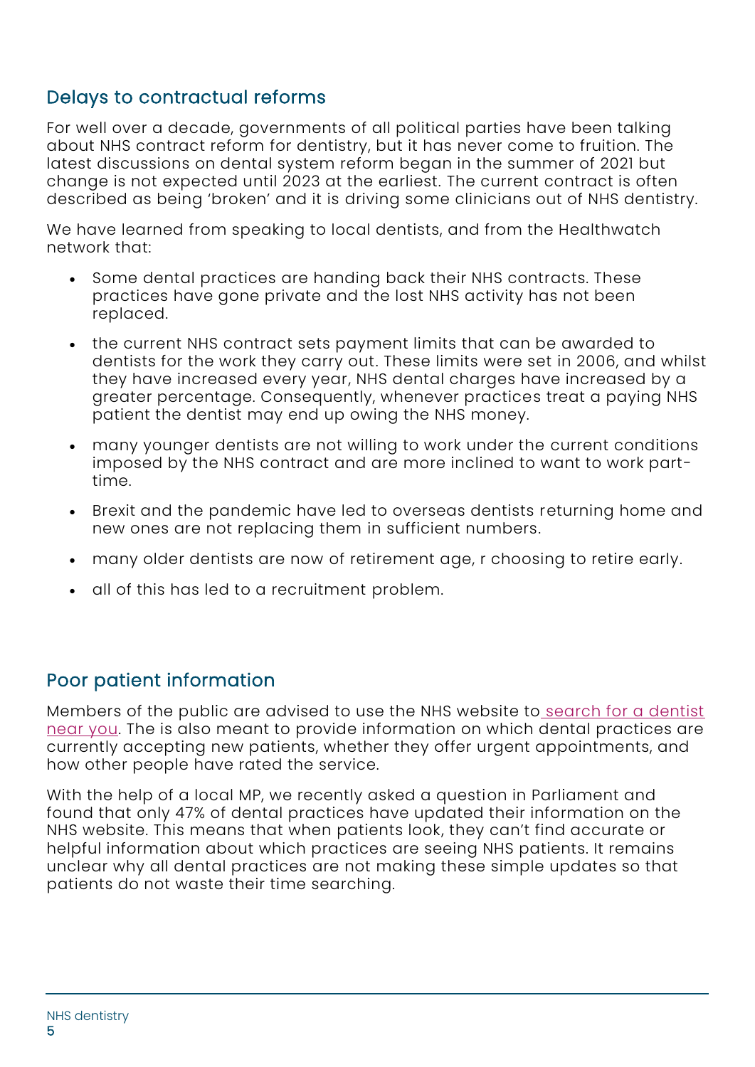## Delays to contractual reforms

For well over a decade, governments of all political parties have been talking about NHS contract reform for dentistry, but it has never come to fruition. The latest discussions on dental system reform began in the summer of 2021 but change is not expected until 2023 at the earliest. The current contract is often described as being 'broken' and it is driving some clinicians out of NHS dentistry.

We have learned from speaking to local dentists, and from the Healthwatch network that:

- Some dental practices are handing back their NHS contracts. These practices have gone private and the lost NHS activity has not been replaced.
- the current NHS contract sets payment limits that can be awarded to dentists for the work they carry out. These limits were set in 2006, and whilst they have increased every year, NHS dental charges have increased by a greater percentage. Consequently, whenever practices treat a paying NHS patient the dentist may end up owing the NHS money.
- many younger dentists are not willing to work under the current conditions imposed by the NHS contract and are more inclined to want to work part-time.
- Brexit and the pandemic have led to overseas dentists returning home and new ones are not replacing them in sufficient numbers.
- many older dentists are now of retirement age, r choosing to retire early.
- all of this has led to a recruitment problem.

## Poor patient information

Members of the public are advised to use the NHS website to search for a dentist near you. The is also meant to provide information on which dental practices are currently accepting new patients, whether they offer urgent appointments, and how other people have rated the service.

With the help of a local MP, we recently asked a question in Parliament and found that only 47% of dental practices have updated their information on the NHS website. This means that when patients look, they can't find accurate or helpful information about which practices are seeing NHS patients. It remains unclear why all dental practices are not making these simple updates so that patients do not waste their time searching.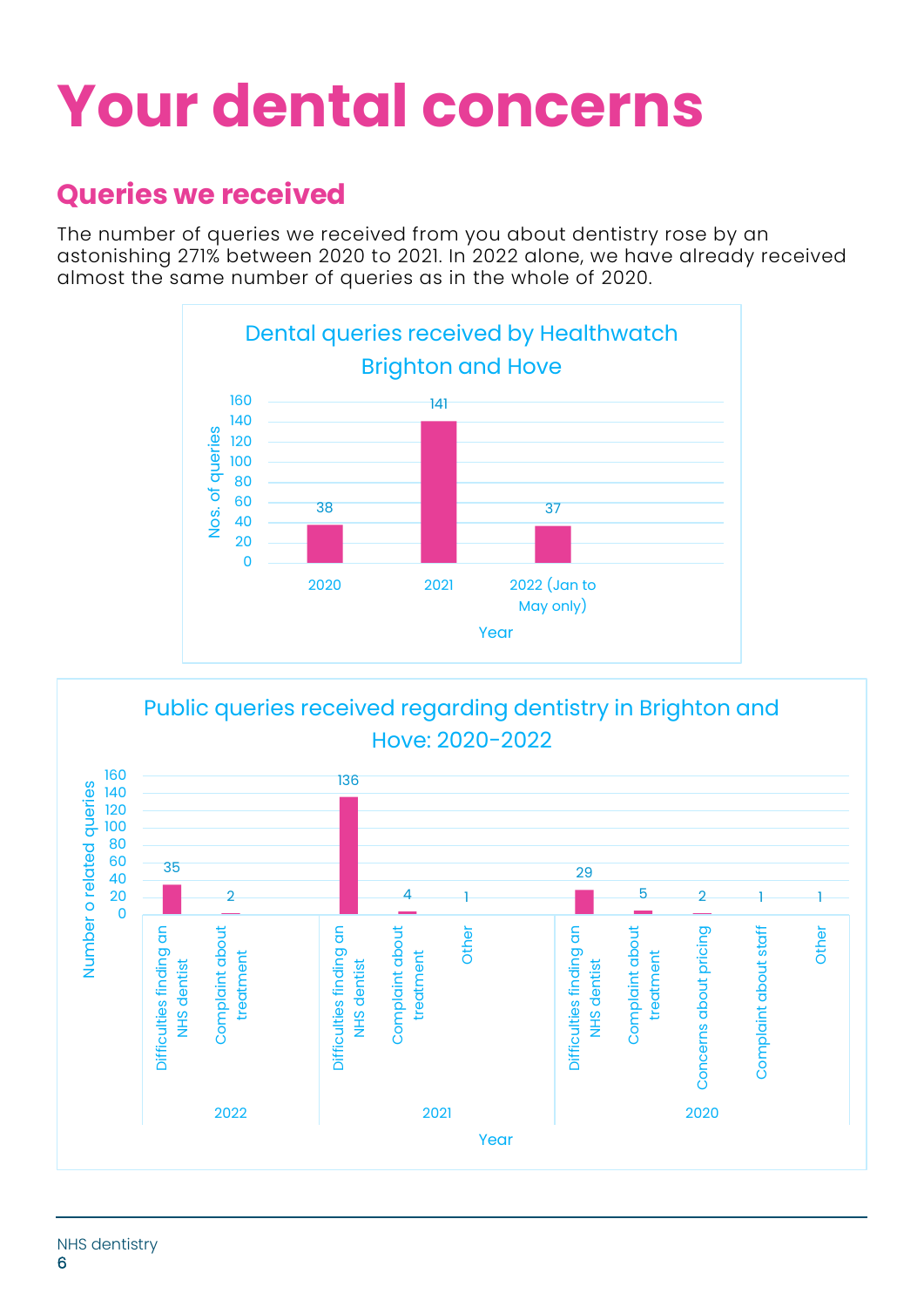# Your dental concerns

## Queries we received

The number of queries we received from you about dentistry rose by an astonishing 271% between 2020 to 2021. In 2022 alone, we have already received almost the same number of queries as in the whole of 2020.

**Dental queries received by Healthwatch Brighton and Hove**

| Year | Nos. of queries |
|---|---|
| 2020 | 38 |
| 2021 | 141 |
| 2022 (Jan to May only) | 37 |

**Public queries received regarding dentistry in Brighton and Hove: 2020-2022**

| Year | Query type | Number o related queries |
|---|---|---|
| 2022 | Difficulties finding an NHS dentist | 35 |
| 2022 | Complaint about treatment | 2 |
| 2021 | Difficulties finding an NHS dentist | 136 |
| 2021 | Complaint about treatment | 4 |
| 2021 | Other | 1 |
| 2020 | Difficulties finding an NHS dentist | 29 |
| 2020 | Complaint about treatment | 5 |
| 2020 | Concerns about pricing | 2 |
| 2020 | Complaint about staff | 1 |
| 2020 | Other | 1 |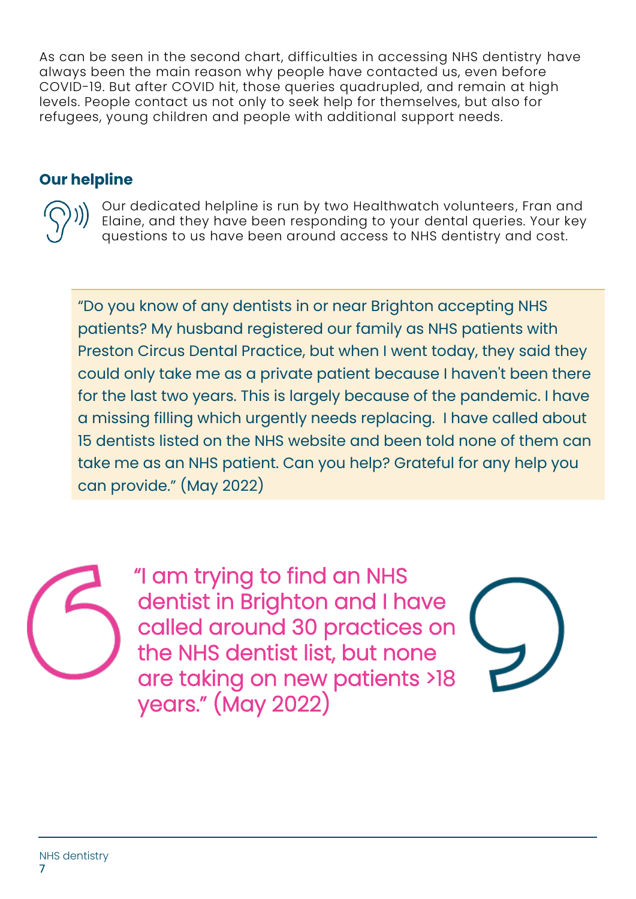As can be seen in the second chart, difficulties in accessing NHS dentistry have always been the main reason why people have contacted us, even before COVID-19. But after COVID hit, those queries quadrupled, and remain at high levels. People contact us not only to seek help for themselves, but also for refugees, young children and people with additional support needs.

## Our helpline

Our dedicated helpline is run by two Healthwatch volunteers, Fran and Elaine, and they have been responding to your dental queries. Your key questions to us have been around access to NHS dentistry and cost.

> "Do you know of any dentists in or near Brighton accepting NHS patients? My husband registered our family as NHS patients with Preston Circus Dental Practice, but when I went today, they said they could only take me as a private patient because I haven't been there for the last two years. This is largely because of the pandemic. I have a missing filling which urgently needs replacing. I have called about 15 dentists listed on the NHS website and been told none of them can take me as an NHS patient. Can you help? Grateful for any help you can provide." (May 2022)

> "I am trying to find an NHS dentist in Brighton and I have called around 30 practices on the NHS dentist list, but none are taking on new patients >18 years." (May 2022)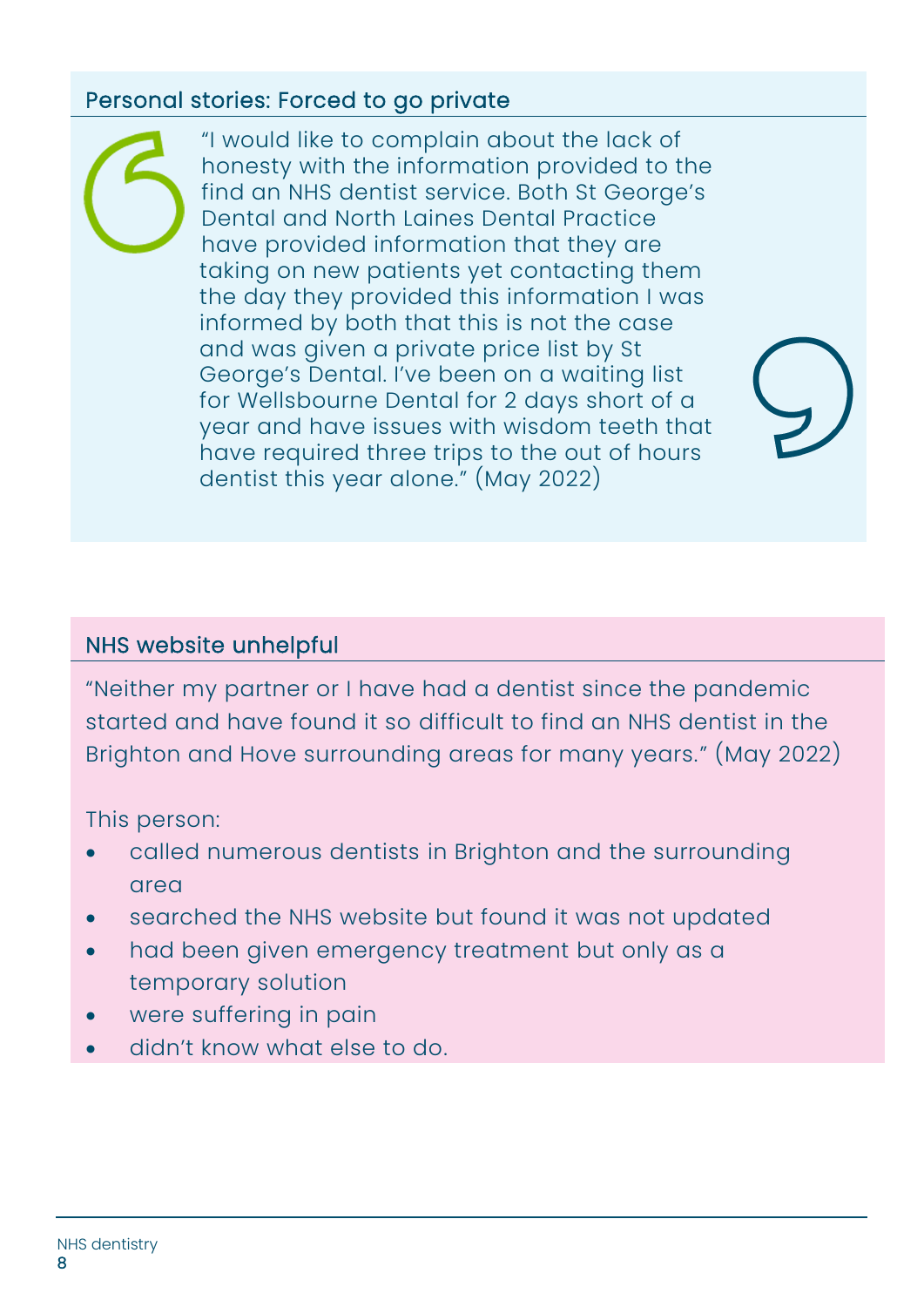## Personal stories: Forced to go private

"I would like to complain about the lack of honesty with the information provided to the find an NHS dentist service. Both St George's Dental and North Laines Dental Practice have provided information that they are taking on new patients yet contacting them the day they provided this information I was informed by both that this is not the case and was given a private price list by St George's Dental. I've been on a waiting list for Wellsbourne Dental for 2 days short of a year and have issues with wisdom teeth that have required three trips to the out of hours dentist this year alone." (May 2022)

## NHS website unhelpful

"Neither my partner or I have had a dentist since the pandemic started and have found it so difficult to find an NHS dentist in the Brighton and Hove surrounding areas for many years." (May 2022)

This person:

- called numerous dentists in Brighton and the surrounding area
- searched the NHS website but found it was not updated
- had been given emergency treatment but only as a temporary solution
- were suffering in pain
- didn't know what else to do.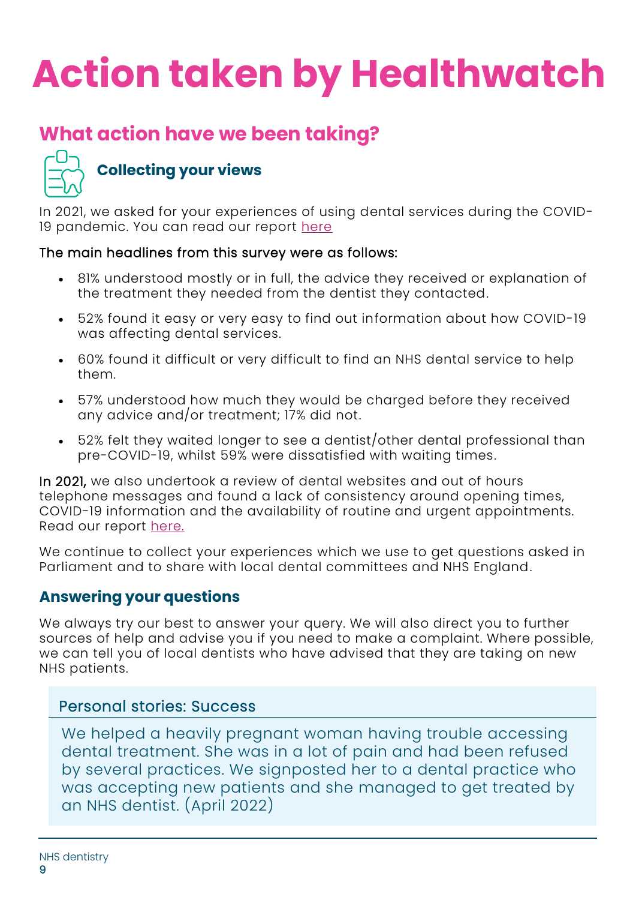# Action taken by Healthwatch

## What action have we been taking?

### Collecting your views

In 2021, we asked for your experiences of using dental services during the COVID-19 pandemic. You can read our report here

The main headlines from this survey were as follows:

- 81% understood mostly or in full, the advice they received or explanation of the treatment they needed from the dentist they contacted.
- 52% found it easy or very easy to find out information about how COVID-19 was affecting dental services.
- 60% found it difficult or very difficult to find an NHS dental service to help them.
- 57% understood how much they would be charged before they received any advice and/or treatment; 17% did not.
- 52% felt they waited longer to see a dentist/other dental professional than pre-COVID-19, whilst 59% were dissatisfied with waiting times.

In 2021, we also undertook a review of dental websites and out of hours telephone messages and found a lack of consistency around opening times, COVID-19 information and the availability of routine and urgent appointments. Read our report here.

We continue to collect your experiences which we use to get questions asked in Parliament and to share with local dental committees and NHS England.

### Answering your questions

We always try our best to answer your query. We will also direct you to further sources of help and advise you if you need to make a complaint. Where possible, we can tell you of local dentists who have advised that they are taking on new NHS patients.

> **Personal stories: Success**
>
> We helped a heavily pregnant woman having trouble accessing dental treatment. She was in a lot of pain and had been refused by several practices. We signposted her to a dental practice who was accepting new patients and she managed to get treated by an NHS dentist. (April 2022)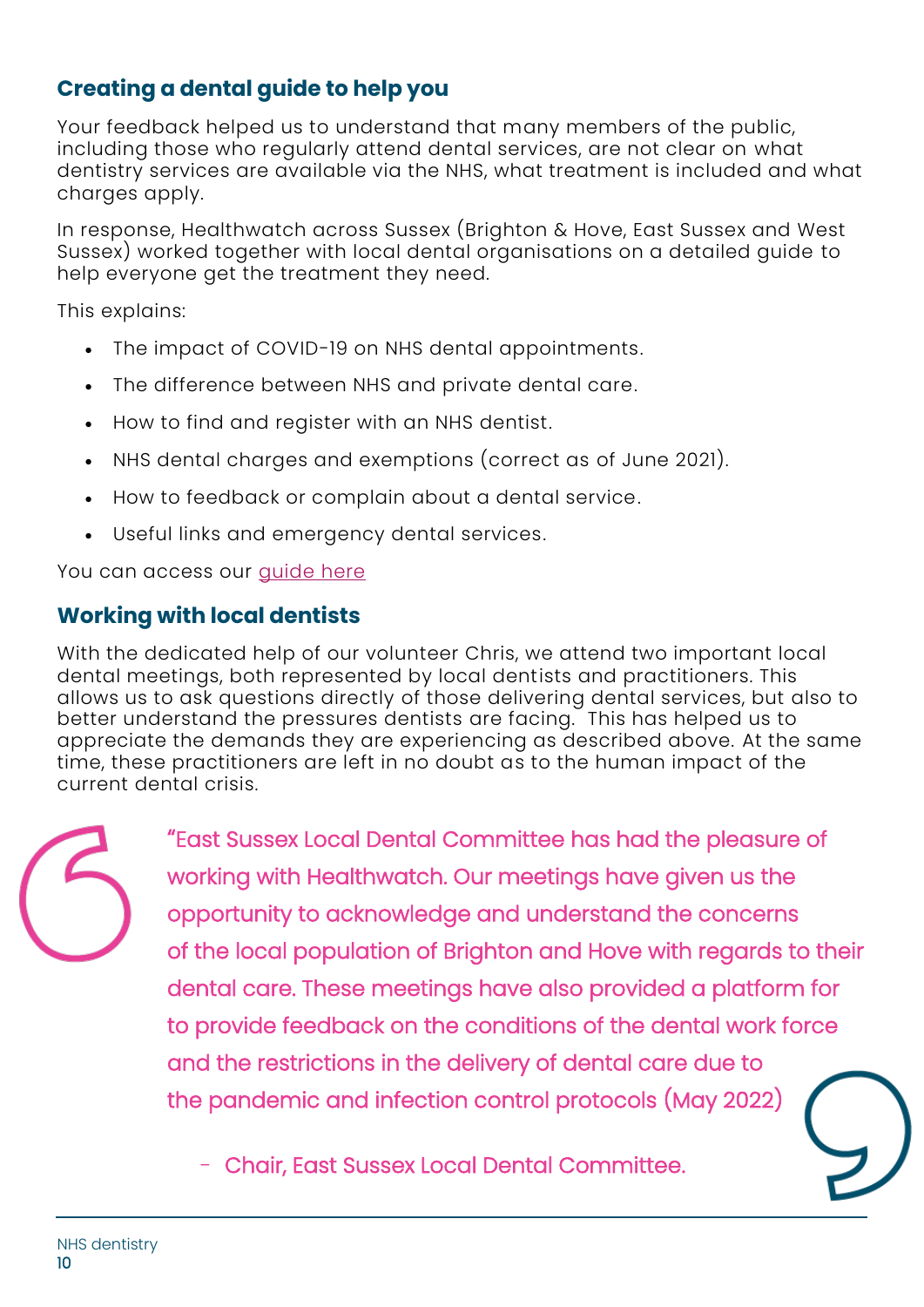## Creating a dental guide to help you

Your feedback helped us to understand that many members of the public, including those who regularly attend dental services, are not clear on what dentistry services are available via the NHS, what treatment is included and what charges apply.

In response, Healthwatch across Sussex (Brighton & Hove, East Sussex and West Sussex) worked together with local dental organisations on a detailed guide to help everyone get the treatment they need.

This explains:

- The impact of COVID-19 on NHS dental appointments.
- The difference between NHS and private dental care.
- How to find and register with an NHS dentist.
- NHS dental charges and exemptions (correct as of June 2021).
- How to feedback or complain about a dental service.
- Useful links and emergency dental services.

You can access our guide here

## Working with local dentists

With the dedicated help of our volunteer Chris, we attend two important local dental meetings, both represented by local dentists and practitioners. This allows us to ask questions directly of those delivering dental services, but also to better understand the pressures dentists are facing. This has helped us to appreciate the demands they are experiencing as described above. At the same time, these practitioners are left in no doubt as to the human impact of the current dental crisis.

> "East Sussex Local Dental Committee has had the pleasure of working with Healthwatch. Our meetings have given us the opportunity to acknowledge and understand the concerns of the local population of Brighton and Hove with regards to their dental care. These meetings have also provided a platform for to provide feedback on the conditions of the dental work force and the restrictions in the delivery of dental care due to the pandemic and infection control protocols (May 2022)
>
> \- Chair, East Sussex Local Dental Committee.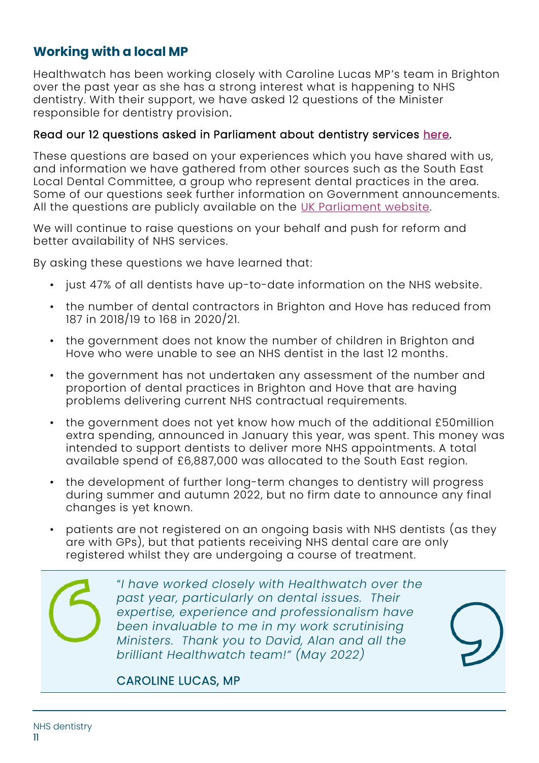## Working with a local MP

Healthwatch has been working closely with Caroline Lucas MP's team in Brighton over the past year as she has a strong interest what is happening to NHS dentistry. With their support, we have asked 12 questions of the Minister responsible for dentistry provision.

Read our 12 questions asked in Parliament about dentistry services here.

These questions are based on your experiences which you have shared with us, and information we have gathered from other sources such as the South East Local Dental Committee, a group who represent dental practices in the area. Some of our questions seek further information on Government announcements. All the questions are publicly available on the UK Parliament website.

We will continue to raise questions on your behalf and push for reform and better availability of NHS services.

By asking these questions we have learned that:

- just 47% of all dentists have up-to-date information on the NHS website.
- the number of dental contractors in Brighton and Hove has reduced from 187 in 2018/19 to 168 in 2020/21.
- the government does not know the number of children in Brighton and Hove who were unable to see an NHS dentist in the last 12 months.
- the government has not undertaken any assessment of the number and proportion of dental practices in Brighton and Hove that are having problems delivering current NHS contractual requirements.
- the government does not yet know how much of the additional £50million extra spending, announced in January this year, was spent. This money was intended to support dentists to deliver more NHS appointments. A total available spend of £6,887,000 was allocated to the South East region.
- the development of further long-term changes to dentistry will progress during summer and autumn 2022, but no firm date to announce any final changes is yet known.
- patients are not registered on an ongoing basis with NHS dentists (as they are with GPs), but that patients receiving NHS dental care are only registered whilst they are undergoing a course of treatment.

> *"I have worked closely with Healthwatch over the past year, particularly on dental issues. Their expertise, experience and professionalism have been invaluable to me in my work scrutinising Ministers. Thank you to David, Alan and all the brilliant Healthwatch team!" (May 2022)*
>
> CAROLINE LUCAS, MP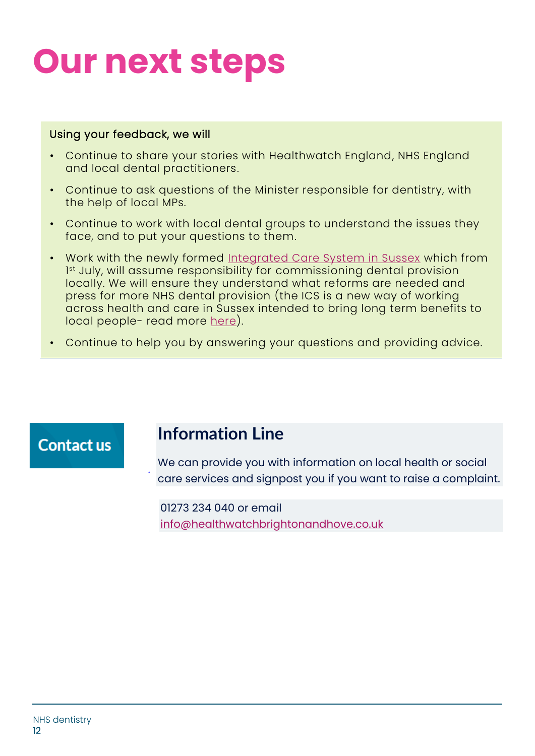# Our next steps

**Using your feedback, we will**

- Continue to share your stories with Healthwatch England, NHS England and local dental practitioners.
- Continue to ask questions of the Minister responsible for dentistry, with the help of local MPs.
- Continue to work with local dental groups to understand the issues they face, and to put your questions to them.
- Work with the newly formed Integrated Care System in Sussex which from 1st July, will assume responsibility for commissioning dental provision locally. We will ensure they understand what reforms are needed and press for more NHS dental provision (the ICS is a new way of working across health and care in Sussex intended to bring long term benefits to local people- read more here).
- Continue to help you by answering your questions and providing advice.

## Contact us

### Information Line

We can provide you with information on local health or social care services and signpost you if you want to raise a complaint.

01273 234 040 or email info@healthwatchbrightonandhove.co.uk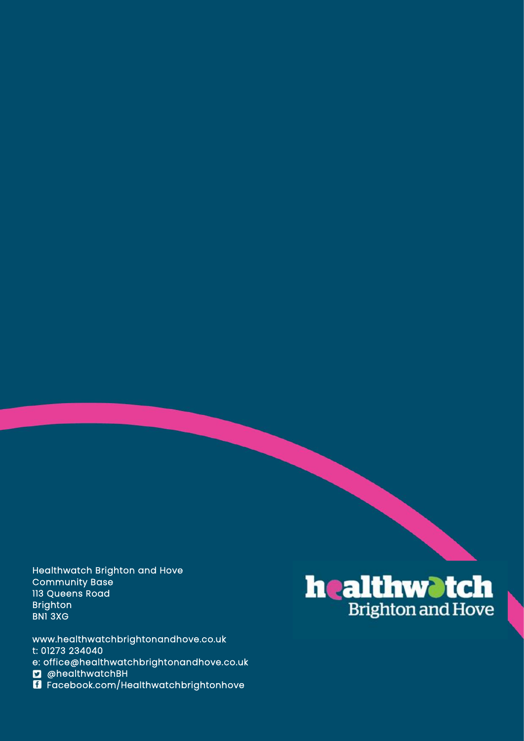Healthwatch Brighton and Hove
Community Base
113 Queens Road
Brighton
BN1 3XG

www.healthwatchbrightonandhove.co.uk
t: 01273 234040
e: office@healthwatchbrightonandhove.co.uk
@healthwatchBH
Facebook.com/Healthwatchbrightonhove

healthwatch
Brighton and Hove